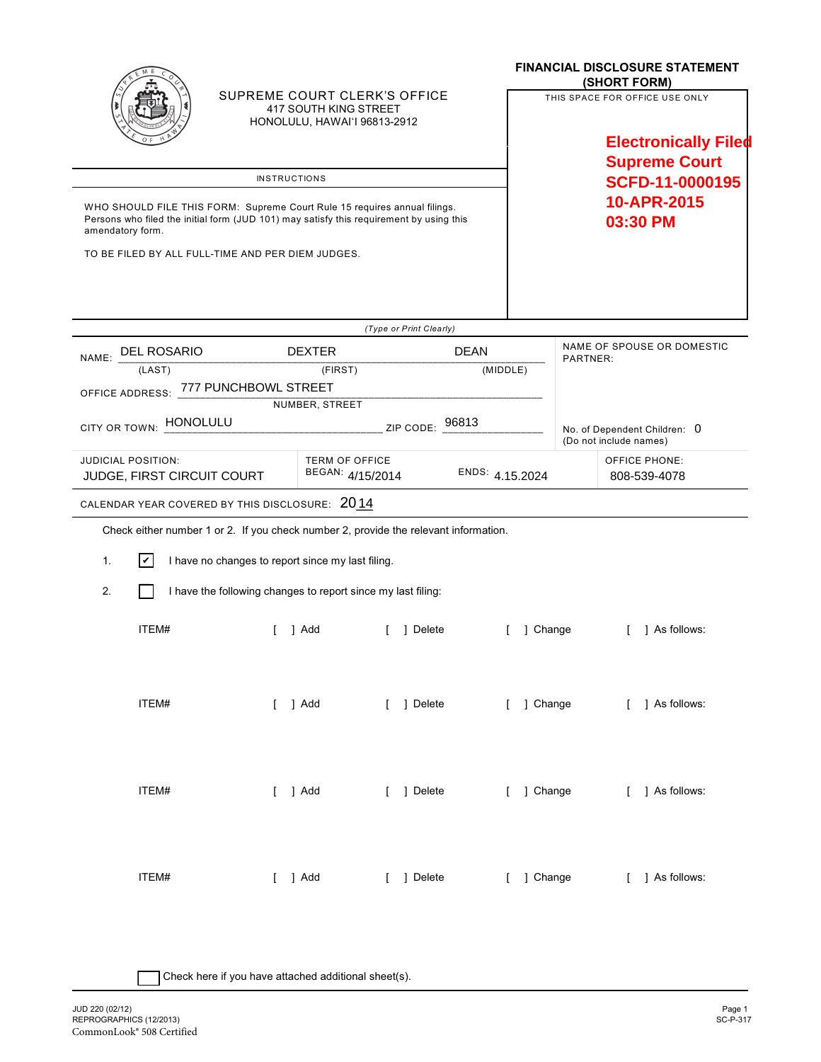SUPREME COURT CLERK'S OFFICE
417 SOUTH KING STREET
HONOLULU, HAWAI'I 96813-2912

# FINANCIAL DISCLOSURE STATEMENT (SHORT FORM)

THIS SPACE FOR OFFICE USE ONLY

**Electronically Filed**
**Supreme Court**
**SCFD-11-0000195**
**10-APR-2015**
**03:30 PM**

## INSTRUCTIONS

WHO SHOULD FILE THIS FORM: Supreme Court Rule 15 requires annual filings. Persons who filed the initial form (JUD 101) may satisfy this requirement by using this amendatory form.

TO BE FILED BY ALL FULL-TIME AND PER DIEM JUDGES.

*(Type or Print Clearly)*

NAME: DEL ROSARIO (LAST) DEXTER (FIRST) DEAN (MIDDLE)

NAME OF SPOUSE OR DOMESTIC PARTNER:

OFFICE ADDRESS: 777 PUNCHBOWL STREET (NUMBER, STREET)

CITY OR TOWN: HONOLULU ZIP CODE: 96813

No. of Dependent Children: 0
(Do not include names)

| JUDICIAL POSITION: | TERM OF OFFICE BEGAN: | ENDS: | OFFICE PHONE: |
|---|---|---|---|
| JUDGE, FIRST CIRCUIT COURT | 4/15/2014 | 4.15.2024 | 808-539-4078 |

CALENDAR YEAR COVERED BY THIS DISCLOSURE: 2014

Check either number 1 or 2. If you check number 2, provide the relevant information.

1. [✔] I have no changes to report since my last filing.

2. [ ] I have the following changes to report since my last filing:

ITEM# [ ] Add [ ] Delete [ ] Change [ ] As follows:

ITEM# [ ] Add [ ] Delete [ ] Change [ ] As follows:

ITEM# [ ] Add [ ] Delete [ ] Change [ ] As follows:

ITEM# [ ] Add [ ] Delete [ ] Change [ ] As follows:

[ ] Check here if you have attached additional sheet(s).

JUD 220 (02/12)
REPROGRAPHICS (12/2013)
CommonLook® 508 Certified

SC-P-317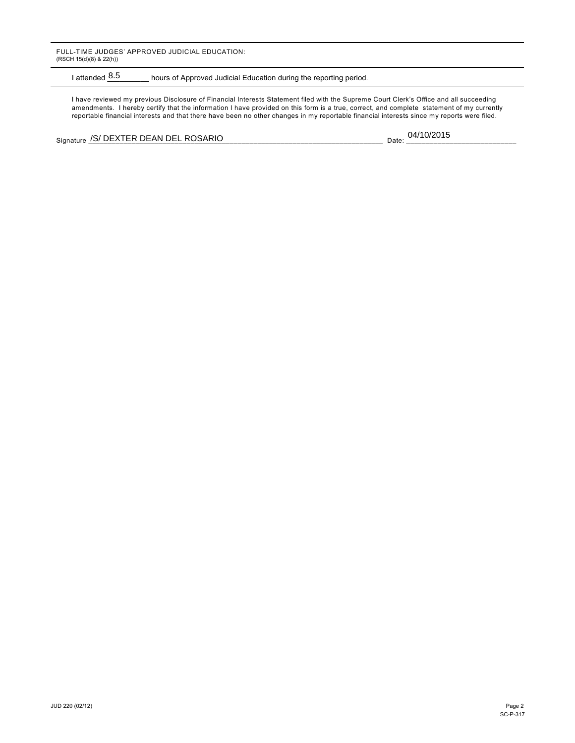FULL-TIME JUDGES' APPROVED JUDICIAL EDUCATION:
(RSCH 15(d)(8) & 22(h))

I attended 8.5 hours of Approved Judicial Education during the reporting period.

I have reviewed my previous Disclosure of Financial Interests Statement filed with the Supreme Court Clerk's Office and all succeeding amendments. I hereby certify that the information I have provided on this form is a true, correct, and complete statement of my currently reportable financial interests and that there have been no other changes in my reportable financial interests since my reports were filed.

Signature /S/ DEXTER DEAN DEL ROSARIO Date: 04/10/2015

JUD 220 (02/12)

SC-P-317